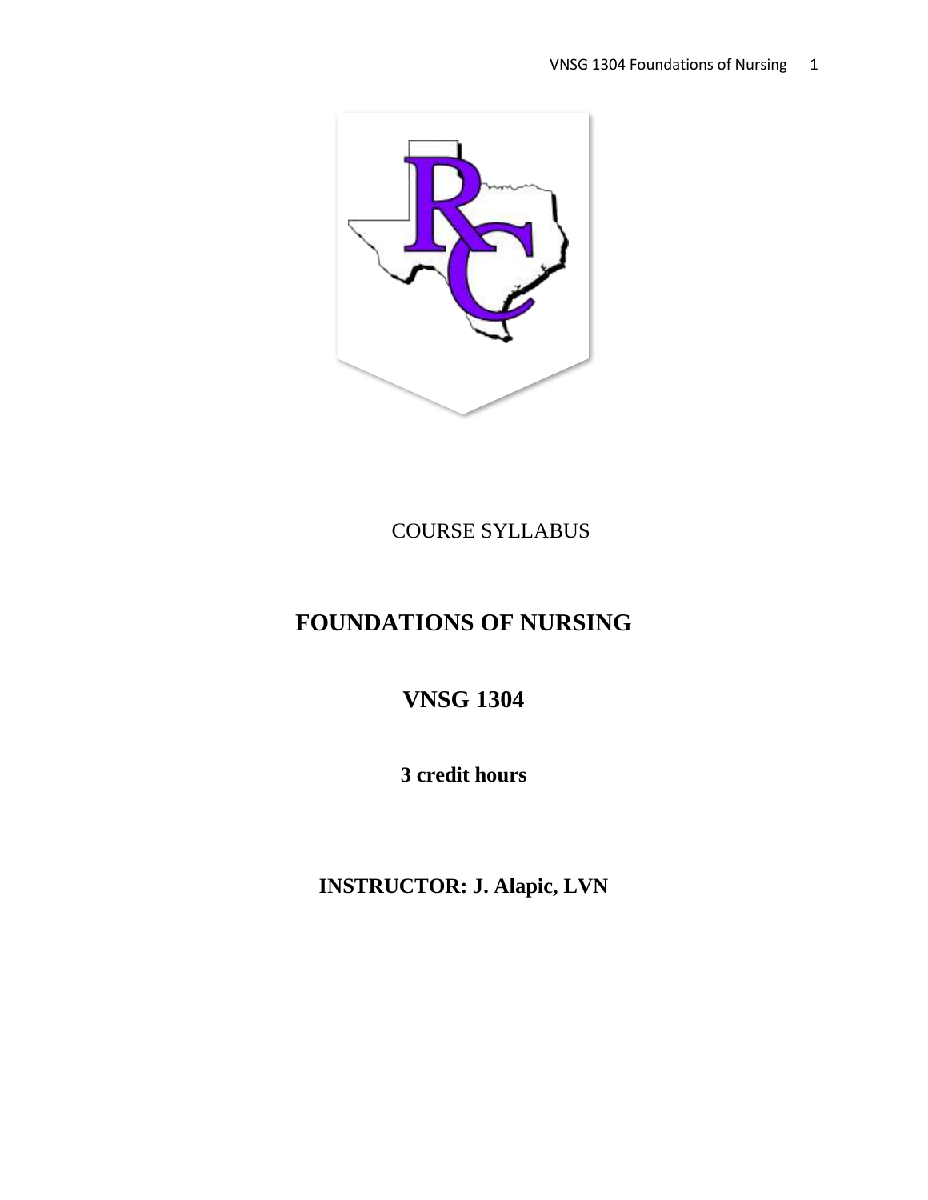COURSE SYLLABUS

# FOUNDATIONS OF NURSING

## VNSG 1304

**3 credit hours**

**INSTRUCTOR: J. Alapic, LVN**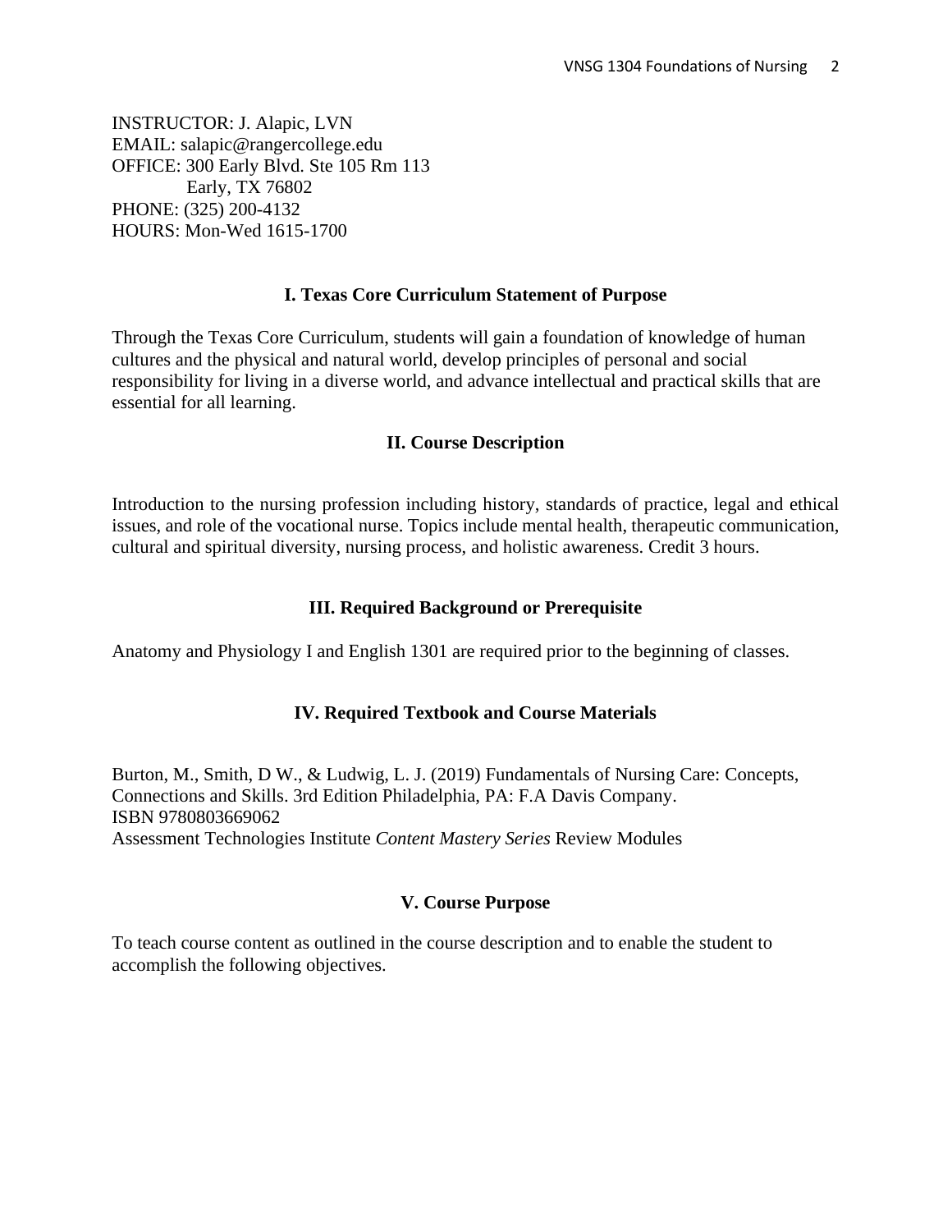INSTRUCTOR: J. Alapic, LVN
EMAIL: salapic@rangercollege.edu
OFFICE: 300 Early Blvd. Ste 105 Rm 113
Early, TX 76802
PHONE: (325) 200-4132
HOURS: Mon-Wed 1615-1700

## I. Texas Core Curriculum Statement of Purpose

Through the Texas Core Curriculum, students will gain a foundation of knowledge of human cultures and the physical and natural world, develop principles of personal and social responsibility for living in a diverse world, and advance intellectual and practical skills that are essential for all learning.

## II. Course Description

Introduction to the nursing profession including history, standards of practice, legal and ethical issues, and role of the vocational nurse. Topics include mental health, therapeutic communication, cultural and spiritual diversity, nursing process, and holistic awareness. Credit 3 hours.

## III. Required Background or Prerequisite

Anatomy and Physiology I and English 1301 are required prior to the beginning of classes.

## IV. Required Textbook and Course Materials

Burton, M., Smith, D W., & Ludwig, L. J. (2019) Fundamentals of Nursing Care: Concepts, Connections and Skills. 3rd Edition Philadelphia, PA: F.A Davis Company.
ISBN 9780803669062
Assessment Technologies Institute *Content Mastery Series* Review Modules

## V. Course Purpose

To teach course content as outlined in the course description and to enable the student to accomplish the following objectives.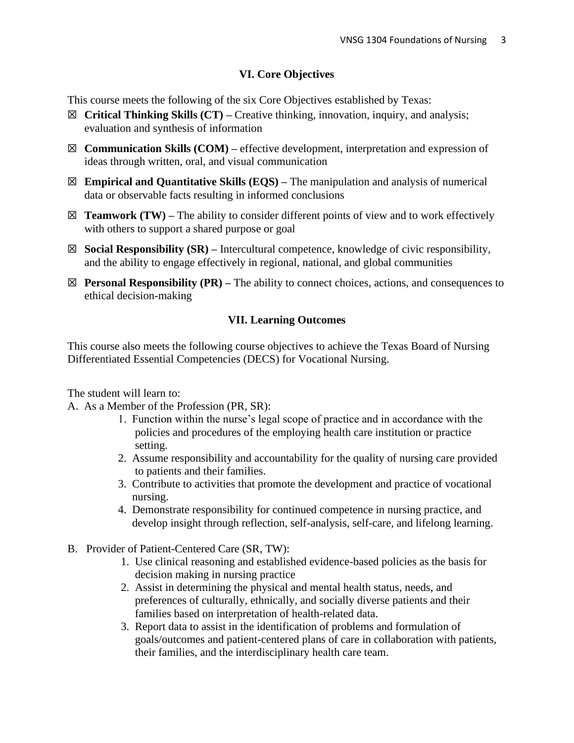## VI. Core Objectives

This course meets the following of the six Core Objectives established by Texas:

- ☒ **Critical Thinking Skills (CT) –** Creative thinking, innovation, inquiry, and analysis; evaluation and synthesis of information
- ☒ **Communication Skills (COM) –** effective development, interpretation and expression of ideas through written, oral, and visual communication
- ☒ **Empirical and Quantitative Skills (EQS) –** The manipulation and analysis of numerical data or observable facts resulting in informed conclusions
- ☒ **Teamwork (TW) –** The ability to consider different points of view and to work effectively with others to support a shared purpose or goal
- ☒ **Social Responsibility (SR) –** Intercultural competence, knowledge of civic responsibility, and the ability to engage effectively in regional, national, and global communities
- ☒ **Personal Responsibility (PR) –** The ability to connect choices, actions, and consequences to ethical decision-making

## VII. Learning Outcomes

This course also meets the following course objectives to achieve the Texas Board of Nursing Differentiated Essential Competencies (DECS) for Vocational Nursing.

The student will learn to:

A. As a Member of the Profession (PR, SR):

1. Function within the nurse's legal scope of practice and in accordance with the policies and procedures of the employing health care institution or practice setting.
2. Assume responsibility and accountability for the quality of nursing care provided to patients and their families.
3. Contribute to activities that promote the development and practice of vocational nursing.
4. Demonstrate responsibility for continued competence in nursing practice, and develop insight through reflection, self-analysis, self-care, and lifelong learning.

B. Provider of Patient-Centered Care (SR, TW):

1. Use clinical reasoning and established evidence-based policies as the basis for decision making in nursing practice
2. Assist in determining the physical and mental health status, needs, and preferences of culturally, ethnically, and socially diverse patients and their families based on interpretation of health-related data.
3. Report data to assist in the identification of problems and formulation of goals/outcomes and patient-centered plans of care in collaboration with patients, their families, and the interdisciplinary health care team.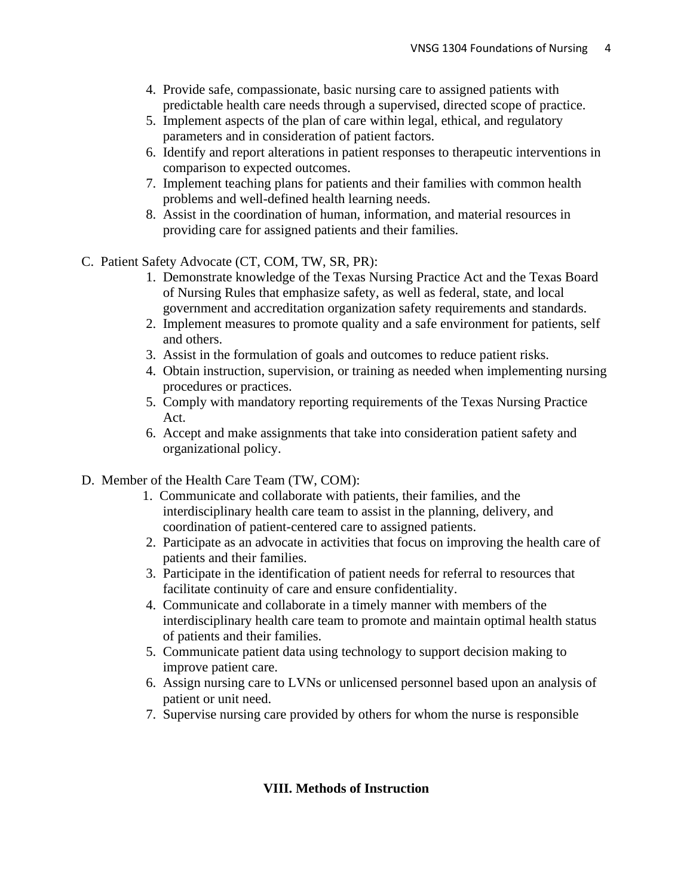4. Provide safe, compassionate, basic nursing care to assigned patients with predictable health care needs through a supervised, directed scope of practice.
5. Implement aspects of the plan of care within legal, ethical, and regulatory parameters and in consideration of patient factors.
6. Identify and report alterations in patient responses to therapeutic interventions in comparison to expected outcomes.
7. Implement teaching plans for patients and their families with common health problems and well-defined health learning needs.
8. Assist in the coordination of human, information, and material resources in providing care for assigned patients and their families.

C. Patient Safety Advocate (CT, COM, TW, SR, PR):

1. Demonstrate knowledge of the Texas Nursing Practice Act and the Texas Board of Nursing Rules that emphasize safety, as well as federal, state, and local government and accreditation organization safety requirements and standards.
2. Implement measures to promote quality and a safe environment for patients, self and others.
3. Assist in the formulation of goals and outcomes to reduce patient risks.
4. Obtain instruction, supervision, or training as needed when implementing nursing procedures or practices.
5. Comply with mandatory reporting requirements of the Texas Nursing Practice Act.
6. Accept and make assignments that take into consideration patient safety and organizational policy.

D. Member of the Health Care Team (TW, COM):

1. Communicate and collaborate with patients, their families, and the interdisciplinary health care team to assist in the planning, delivery, and coordination of patient-centered care to assigned patients.
2. Participate as an advocate in activities that focus on improving the health care of patients and their families.
3. Participate in the identification of patient needs for referral to resources that facilitate continuity of care and ensure confidentiality.
4. Communicate and collaborate in a timely manner with members of the interdisciplinary health care team to promote and maintain optimal health status of patients and their families.
5. Communicate patient data using technology to support decision making to improve patient care.
6. Assign nursing care to LVNs or unlicensed personnel based upon an analysis of patient or unit need.
7. Supervise nursing care provided by others for whom the nurse is responsible

## VIII. Methods of Instruction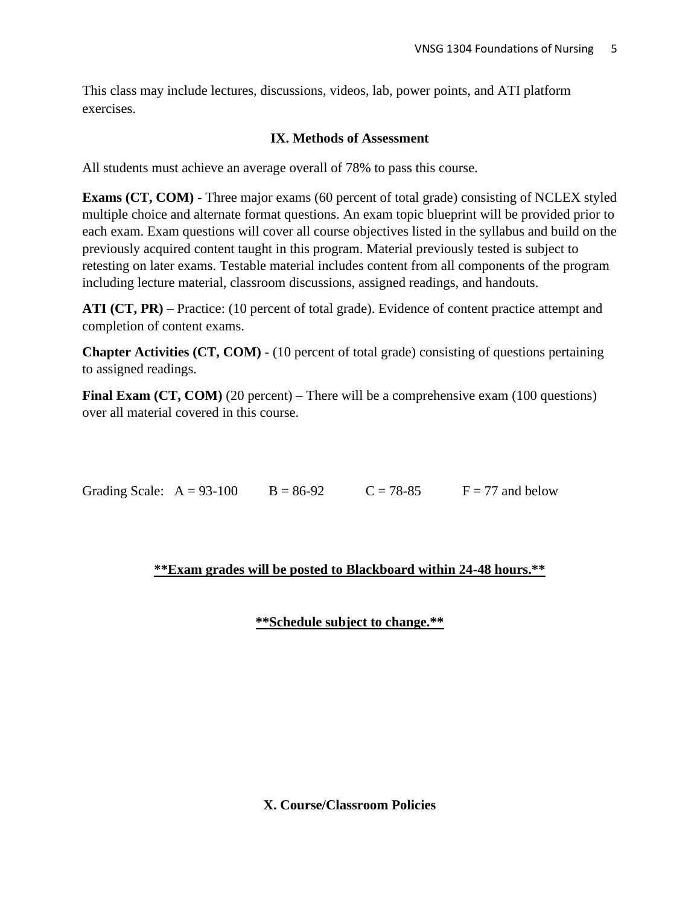This class may include lectures, discussions, videos, lab, power points, and ATI platform exercises.

## IX. Methods of Assessment

All students must achieve an average overall of 78% to pass this course.

**Exams (CT, COM)** - Three major exams (60 percent of total grade) consisting of NCLEX styled multiple choice and alternate format questions. An exam topic blueprint will be provided prior to each exam. Exam questions will cover all course objectives listed in the syllabus and build on the previously acquired content taught in this program. Material previously tested is subject to retesting on later exams. Testable material includes content from all components of the program including lecture material, classroom discussions, assigned readings, and handouts.

**ATI (CT, PR)** – Practice: (10 percent of total grade). Evidence of content practice attempt and completion of content exams.

**Chapter Activities (CT, COM) -** (10 percent of total grade) consisting of questions pertaining to assigned readings.

**Final Exam (CT, COM)** (20 percent) – There will be a comprehensive exam (100 questions) over all material covered in this course.

Grading Scale: A = 93-100 B = 86-92 C = 78-85 F = 77 and below

**<u>**Exam grades will be posted to Blackboard within 24-48 hours.**</u>**

**<u>**Schedule subject to change.**</u>**

## X. Course/Classroom Policies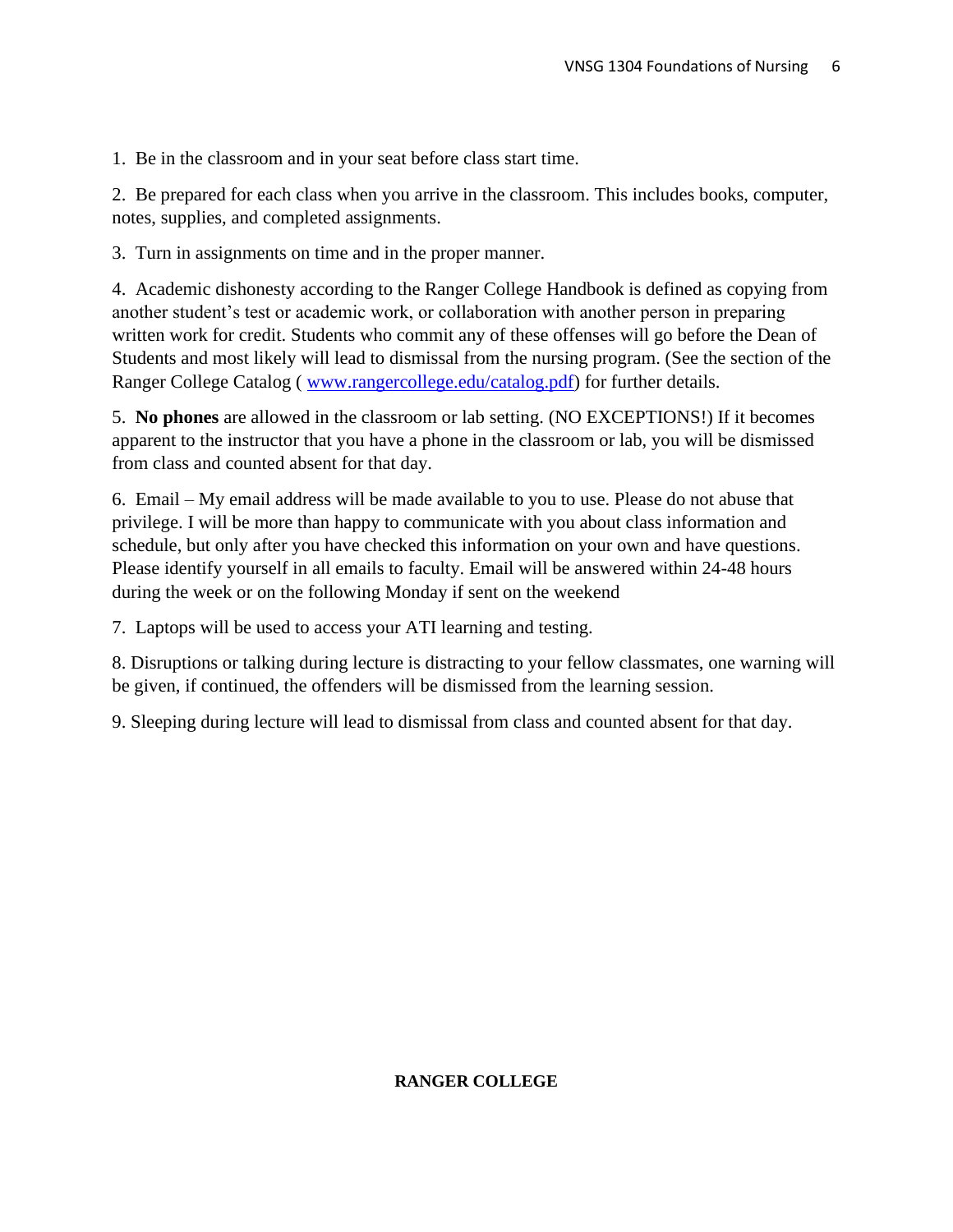1. Be in the classroom and in your seat before class start time.

2. Be prepared for each class when you arrive in the classroom. This includes books, computer, notes, supplies, and completed assignments.

3. Turn in assignments on time and in the proper manner.

4. Academic dishonesty according to the Ranger College Handbook is defined as copying from another student's test or academic work, or collaboration with another person in preparing written work for credit. Students who commit any of these offenses will go before the Dean of Students and most likely will lead to dismissal from the nursing program. (See the section of the Ranger College Catalog ( [www.rangercollege.edu/catalog.pdf](www.rangercollege.edu/catalog.pdf)) for further details.

5. **No phones** are allowed in the classroom or lab setting. (NO EXCEPTIONS!) If it becomes apparent to the instructor that you have a phone in the classroom or lab, you will be dismissed from class and counted absent for that day.

6. Email – My email address will be made available to you to use. Please do not abuse that privilege. I will be more than happy to communicate with you about class information and schedule, but only after you have checked this information on your own and have questions. Please identify yourself in all emails to faculty. Email will be answered within 24-48 hours during the week or on the following Monday if sent on the weekend

7. Laptops will be used to access your ATI learning and testing.

8. Disruptions or talking during lecture is distracting to your fellow classmates, one warning will be given, if continued, the offenders will be dismissed from the learning session.

9. Sleeping during lecture will lead to dismissal from class and counted absent for that day.

**RANGER COLLEGE**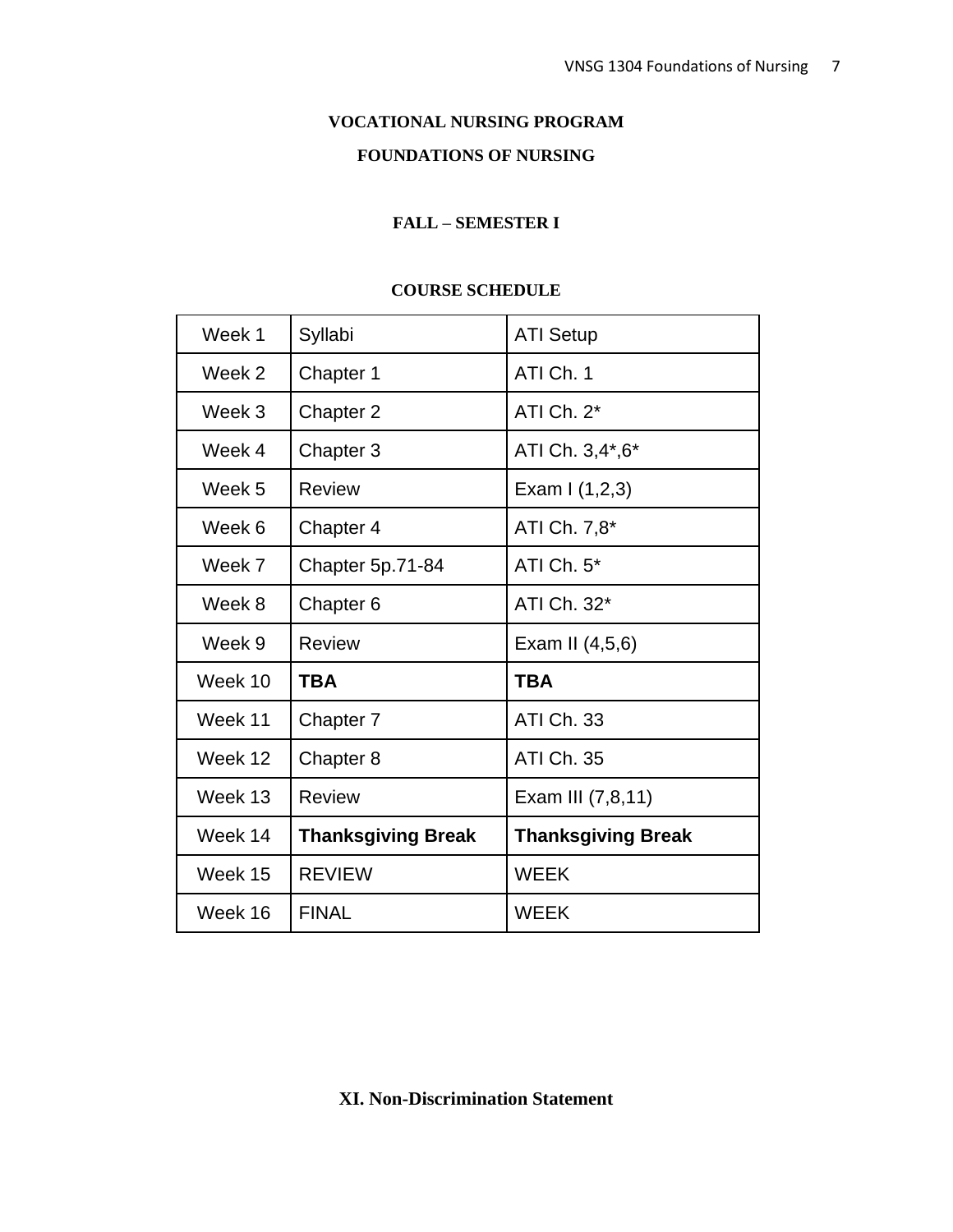**VOCATIONAL NURSING PROGRAM**

**FOUNDATIONS OF NURSING**

**FALL – SEMESTER I**

**COURSE SCHEDULE**

| | | |
|---|---|---|
| Week 1 | Syllabi | ATI Setup |
| Week 2 | Chapter 1 | ATI Ch. 1 |
| Week 3 | Chapter 2 | ATI Ch. 2* |
| Week 4 | Chapter 3 | ATI Ch. 3,4*,6* |
| Week 5 | Review | Exam I (1,2,3) |
| Week 6 | Chapter 4 | ATI Ch. 7,8* |
| Week 7 | Chapter 5p.71-84 | ATI Ch. 5* |
| Week 8 | Chapter 6 | ATI Ch. 32* |
| Week 9 | Review | Exam II (4,5,6) |
| Week 10 | **TBA** | **TBA** |
| Week 11 | Chapter 7 | ATI Ch. 33 |
| Week 12 | Chapter 8 | ATI Ch. 35 |
| Week 13 | Review | Exam III (7,8,11) |
| Week 14 | **Thanksgiving Break** | **Thanksgiving Break** |
| Week 15 | REVIEW | WEEK |
| Week 16 | FINAL | WEEK |

## XI. Non-Discrimination Statement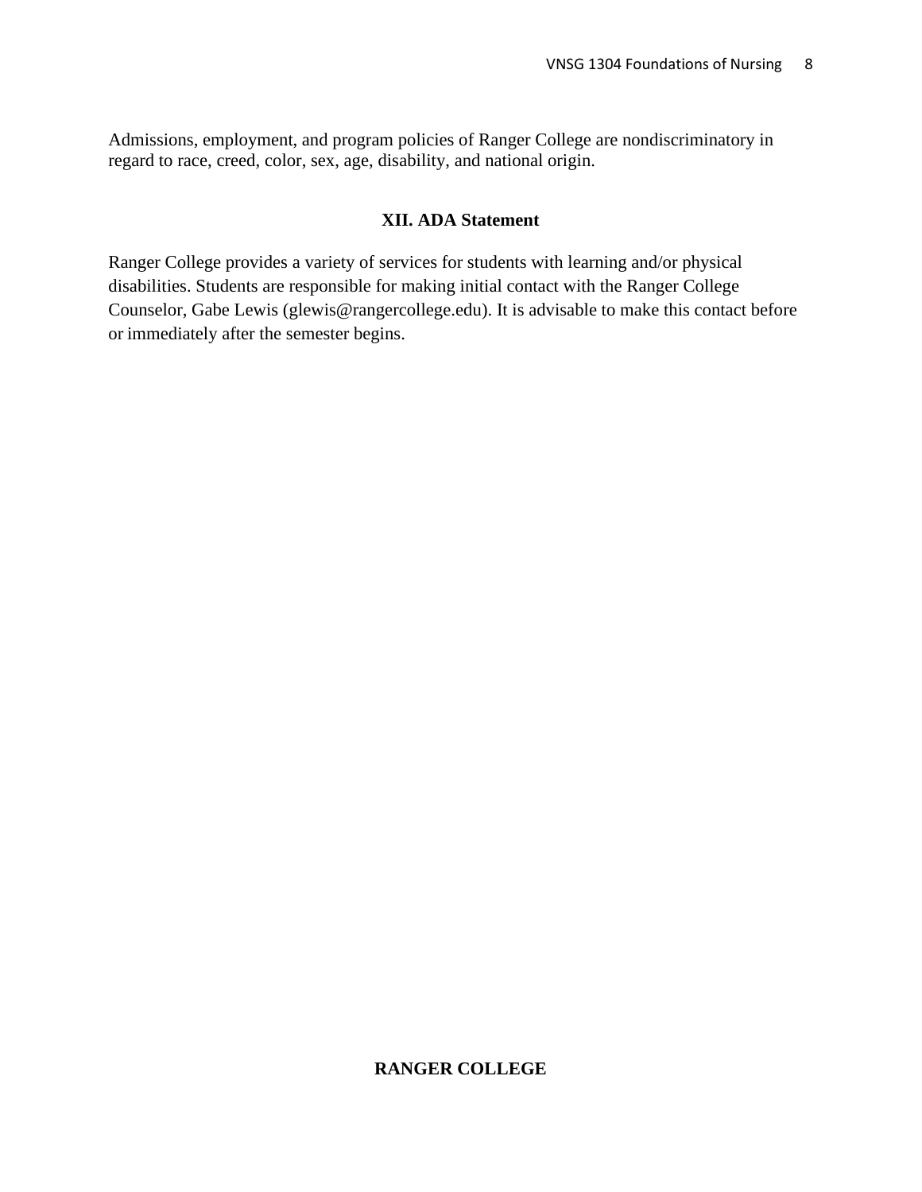Admissions, employment, and program policies of Ranger College are nondiscriminatory in regard to race, creed, color, sex, age, disability, and national origin.

## XII. ADA Statement

Ranger College provides a variety of services for students with learning and/or physical disabilities. Students are responsible for making initial contact with the Ranger College Counselor, Gabe Lewis (glewis@rangercollege.edu). It is advisable to make this contact before or immediately after the semester begins.

**RANGER COLLEGE**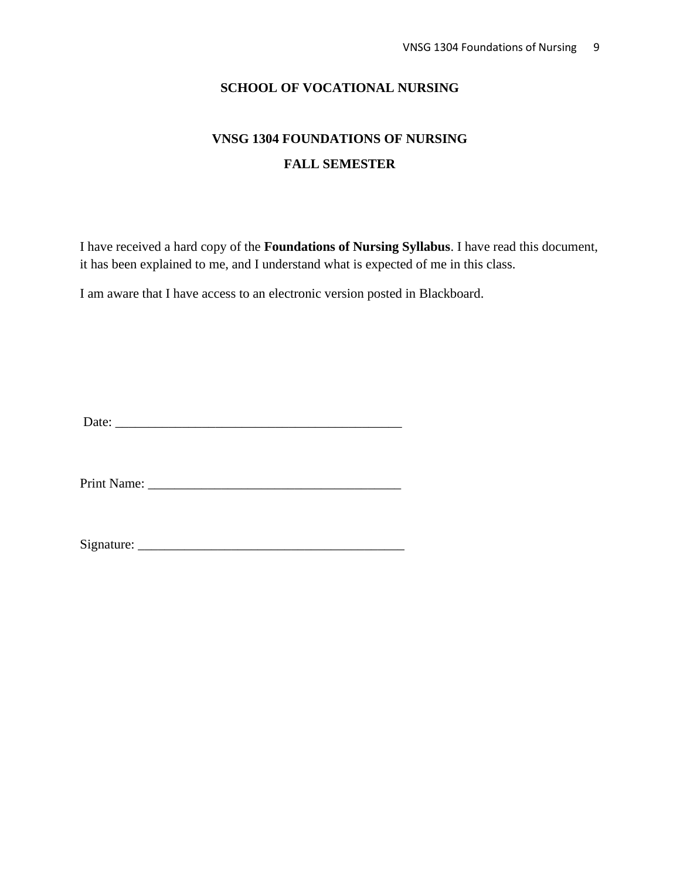**SCHOOL OF VOCATIONAL NURSING**

**VNSG 1304 FOUNDATIONS OF NURSING**

**FALL SEMESTER**

I have received a hard copy of the **Foundations of Nursing Syllabus**. I have read this document, it has been explained to me, and I understand what is expected of me in this class.

I am aware that I have access to an electronic version posted in Blackboard.

Date: ____________________________________________

Print Name: ______________________________________

Signature: ________________________________________